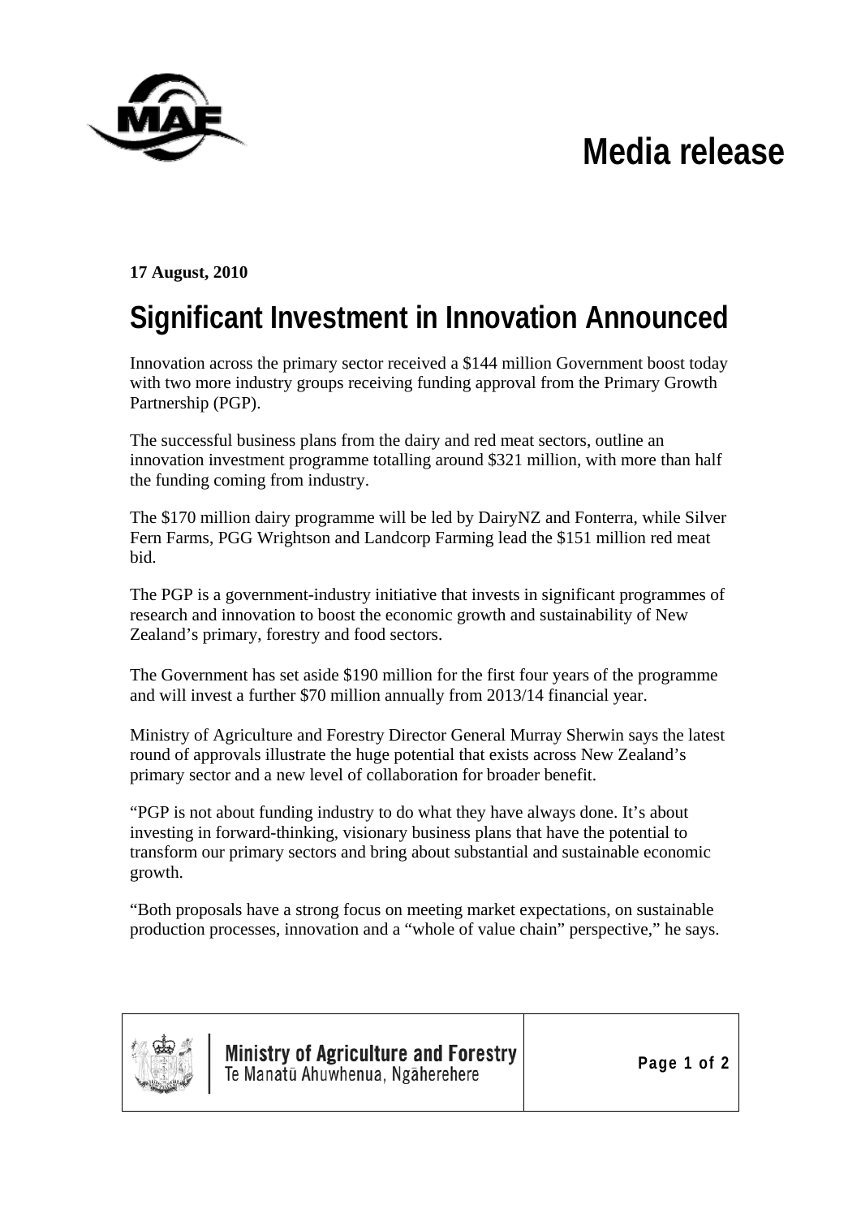# Media release

**17 August, 2010**

## Significant Investment in Innovation Announced

Innovation across the primary sector received a $144 million Government boost today with two more industry groups receiving funding approval from the Primary Growth Partnership (PGP).

The successful business plans from the dairy and red meat sectors, outline an innovation investment programme totalling around $321 million, with more than half the funding coming from industry.

The $170 million dairy programme will be led by DairyNZ and Fonterra, while Silver Fern Farms, PGG Wrightson and Landcorp Farming lead the $151 million red meat bid.

The PGP is a government-industry initiative that invests in significant programmes of research and innovation to boost the economic growth and sustainability of New Zealand's primary, forestry and food sectors.

The Government has set aside $190 million for the first four years of the programme and will invest a further $70 million annually from 2013/14 financial year.

Ministry of Agriculture and Forestry Director General Murray Sherwin says the latest round of approvals illustrate the huge potential that exists across New Zealand's primary sector and a new level of collaboration for broader benefit.

"PGP is not about funding industry to do what they have always done. It's about investing in forward-thinking, visionary business plans that have the potential to transform our primary sectors and bring about substantial and sustainable economic growth.

"Both proposals have a strong focus on meeting market expectations, on sustainable production processes, innovation and a "whole of value chain" perspective," he says.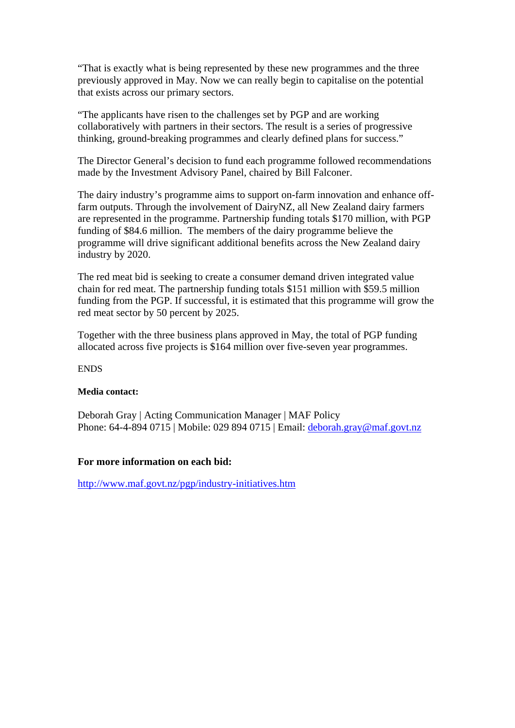"That is exactly what is being represented by these new programmes and the three previously approved in May. Now we can really begin to capitalise on the potential that exists across our primary sectors.

"The applicants have risen to the challenges set by PGP and are working collaboratively with partners in their sectors. The result is a series of progressive thinking, ground-breaking programmes and clearly defined plans for success."

The Director General's decision to fund each programme followed recommendations made by the Investment Advisory Panel, chaired by Bill Falconer.

The dairy industry's programme aims to support on-farm innovation and enhance off-farm outputs. Through the involvement of DairyNZ, all New Zealand dairy farmers are represented in the programme. Partnership funding totals $170 million, with PGP funding of $84.6 million. The members of the dairy programme believe the programme will drive significant additional benefits across the New Zealand dairy industry by 2020.

The red meat bid is seeking to create a consumer demand driven integrated value chain for red meat. The partnership funding totals $151 million with $59.5 million funding from the PGP. If successful, it is estimated that this programme will grow the red meat sector by 50 percent by 2025.

Together with the three business plans approved in May, the total of PGP funding allocated across five projects is $164 million over five-seven year programmes.

ENDS

**Media contact:**

Deborah Gray | Acting Communication Manager | MAF Policy
Phone: 64-4-894 0715 | Mobile: 029 894 0715 | Email: deborah.gray@maf.govt.nz

**For more information on each bid:**

http://www.maf.govt.nz/pgp/industry-initiatives.htm